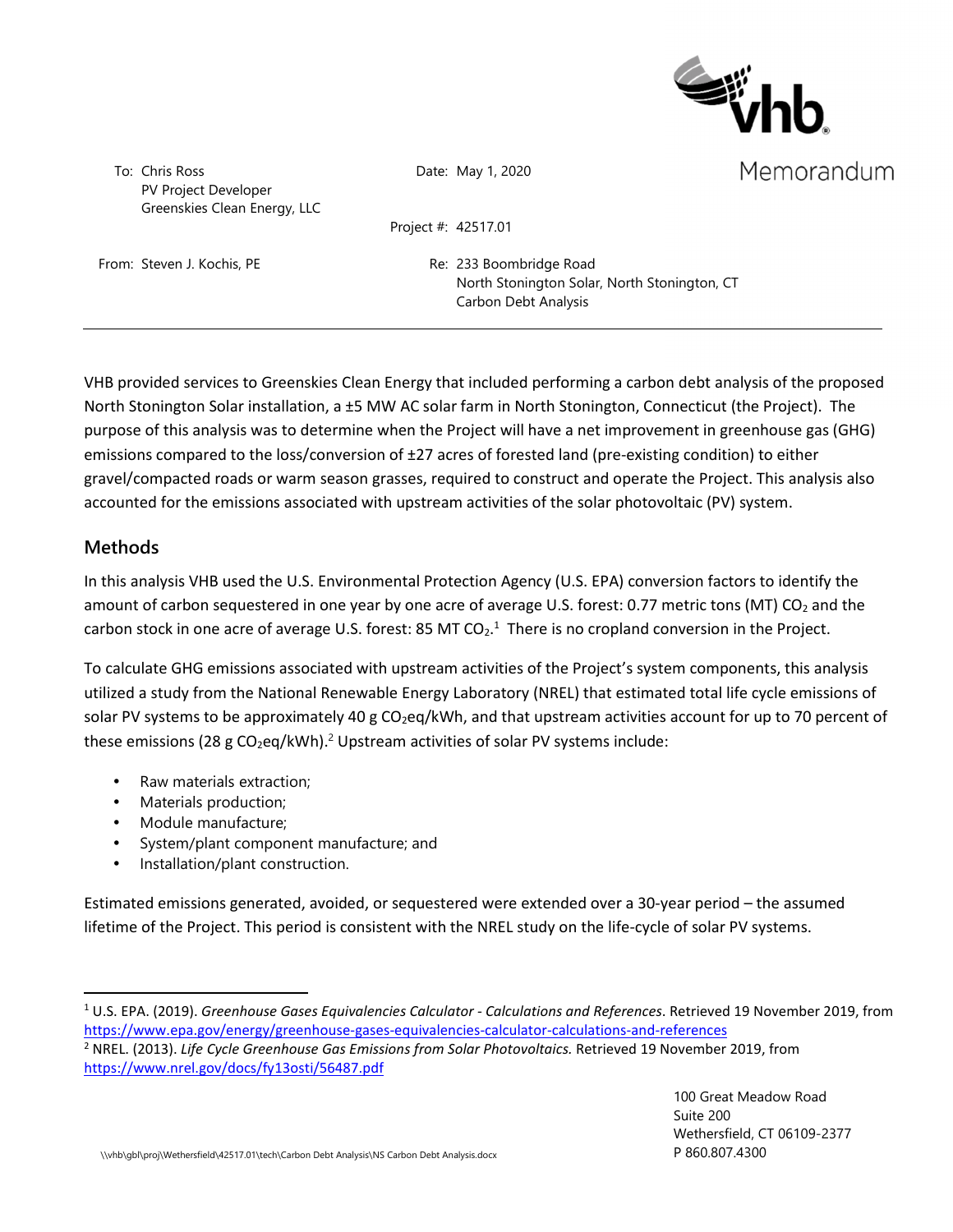# Memorandum

To: Chris Ross
PV Project Developer
Greenskies Clean Energy, LLC

Date: May 1, 2020

Project #: 42517.01

From: Steven J. Kochis, PE

Re: 233 Boombridge Road
North Stonington Solar, North Stonington, CT
Carbon Debt Analysis

---

VHB provided services to Greenskies Clean Energy that included performing a carbon debt analysis of the proposed North Stonington Solar installation, a ±5 MW AC solar farm in North Stonington, Connecticut (the Project). The purpose of this analysis was to determine when the Project will have a net improvement in greenhouse gas (GHG) emissions compared to the loss/conversion of ±27 acres of forested land (pre-existing condition) to either gravel/compacted roads or warm season grasses, required to construct and operate the Project. This analysis also accounted for the emissions associated with upstream activities of the solar photovoltaic (PV) system.

## Methods

In this analysis VHB used the U.S. Environmental Protection Agency (U.S. EPA) conversion factors to identify the amount of carbon sequestered in one year by one acre of average U.S. forest: 0.77 metric tons (MT) $CO_2$ and the carbon stock in one acre of average U.S. forest: 85 MT $CO_2$.[1] There is no cropland conversion in the Project.

To calculate GHG emissions associated with upstream activities of the Project's system components, this analysis utilized a study from the National Renewable Energy Laboratory (NREL) that estimated total life cycle emissions of solar PV systems to be approximately 40 g $CO_2$eq/kWh, and that upstream activities account for up to 70 percent of these emissions (28 g $CO_2$eq/kWh).[2] Upstream activities of solar PV systems include:

- Raw materials extraction;
- Materials production;
- Module manufacture;
- System/plant component manufacture; and
- Installation/plant construction.

Estimated emissions generated, avoided, or sequestered were extended over a 30-year period – the assumed lifetime of the Project. This period is consistent with the NREL study on the life-cycle of solar PV systems.

---

[1] U.S. EPA. (2019). *Greenhouse Gases Equivalencies Calculator - Calculations and References*. Retrieved 19 November 2019, from https://www.epa.gov/energy/greenhouse-gases-equivalencies-calculator-calculations-and-references

[2] NREL. (2013). *Life Cycle Greenhouse Gas Emissions from Solar Photovoltaics.* Retrieved 19 November 2019, from https://www.nrel.gov/docs/fy13osti/56487.pdf

100 Great Meadow Road
Suite 200
Wethersfield, CT 06109-2377
P 860.807.4300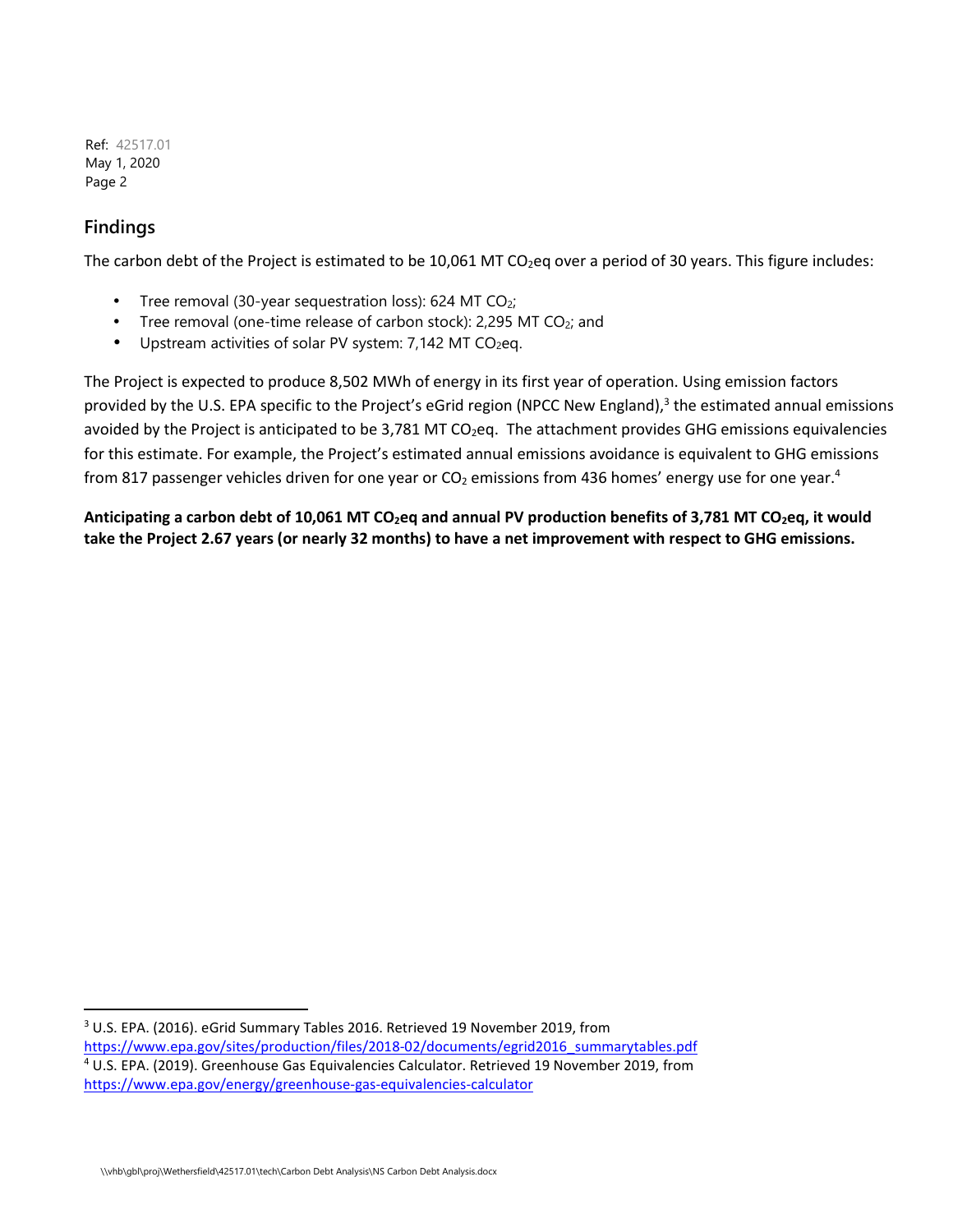## Findings

The carbon debt of the Project is estimated to be 10,061 MT $CO_2$eq over a period of 30 years. This figure includes:

- Tree removal (30-year sequestration loss): 624 MT $CO_2$;
- Tree removal (one-time release of carbon stock): 2,295 MT $CO_2$; and
- Upstream activities of solar PV system: 7,142 MT $CO_2$eq.

The Project is expected to produce 8,502 MWh of energy in its first year of operation. Using emission factors provided by the U.S. EPA specific to the Project's eGrid region (NPCC New England),[3] the estimated annual emissions avoided by the Project is anticipated to be 3,781 MT $CO_2$eq. The attachment provides GHG emissions equivalencies for this estimate. For example, the Project's estimated annual emissions avoidance is equivalent to GHG emissions from 817 passenger vehicles driven for one year or $CO_2$ emissions from 436 homes' energy use for one year.[4]

**Anticipating a carbon debt of 10,061 MT $CO_2$eq and annual PV production benefits of 3,781 MT $CO_2$eq, it would take the Project 2.67 years (or nearly 32 months) to have a net improvement with respect to GHG emissions.**

---

[3] U.S. EPA. (2016). eGrid Summary Tables 2016. Retrieved 19 November 2019, from https://www.epa.gov/sites/production/files/2018-02/documents/egrid2016_summarytables.pdf

[4] U.S. EPA. (2019). Greenhouse Gas Equivalencies Calculator. Retrieved 19 November 2019, from https://www.epa.gov/energy/greenhouse-gas-equivalencies-calculator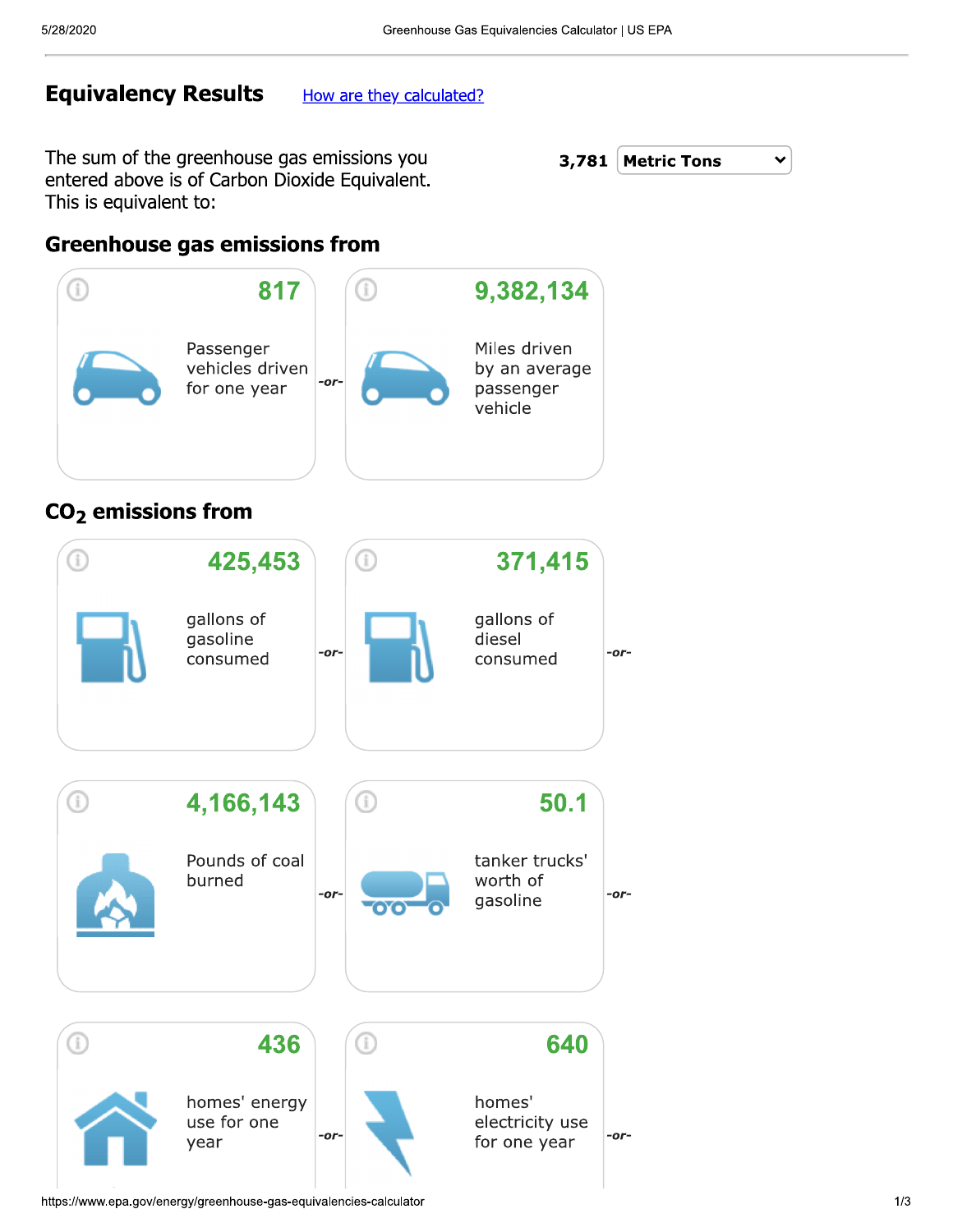## Equivalency Results

How are they calculated?

The sum of the greenhouse gas emissions you entered above is of Carbon Dioxide Equivalent. This is equivalent to:

**3,781** Metric Tons

### Greenhouse gas emissions from

**817**
Passenger vehicles driven for one year

-or-

**9,382,134**
Miles driven by an average passenger vehicle

### $CO_2$ emissions from

**425,453**
gallons of gasoline consumed

-or-

**371,415**
gallons of diesel consumed

-or-

**4,166,143**
Pounds of coal burned

-or-

**50.1**
tanker trucks' worth of gasoline

-or-

**436**
homes' energy use for one year

-or-

**640**
homes' electricity use for one year

-or-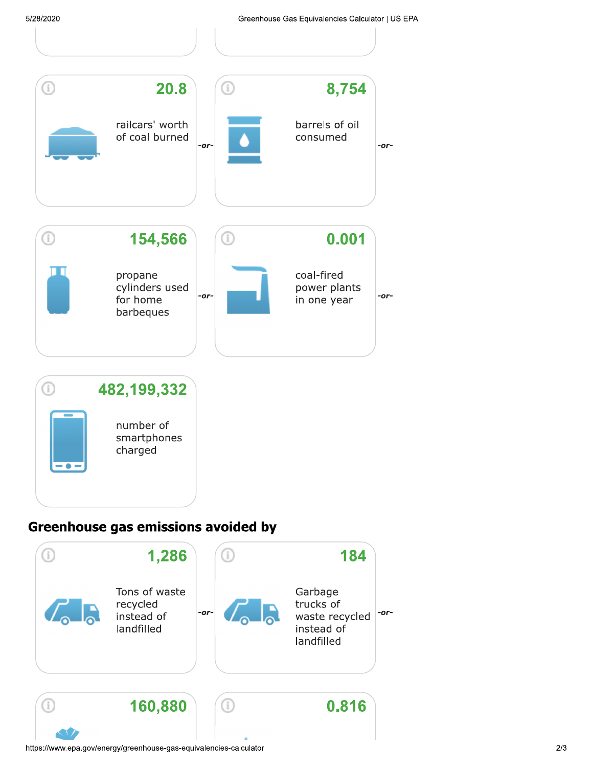20.8

railcars' worth of coal burned

-or-

8,754

barrels of oil consumed

-or-

154,566

propane cylinders used for home barbeques

-or-

0.001

coal-fired power plants in one year

-or-

482,199,332

number of smartphones charged

## Greenhouse gas emissions avoided by

1,286

Tons of waste recycled instead of landfilled

-or-

184

Garbage trucks of waste recycled instead of landfilled

-or-

160,880

0.816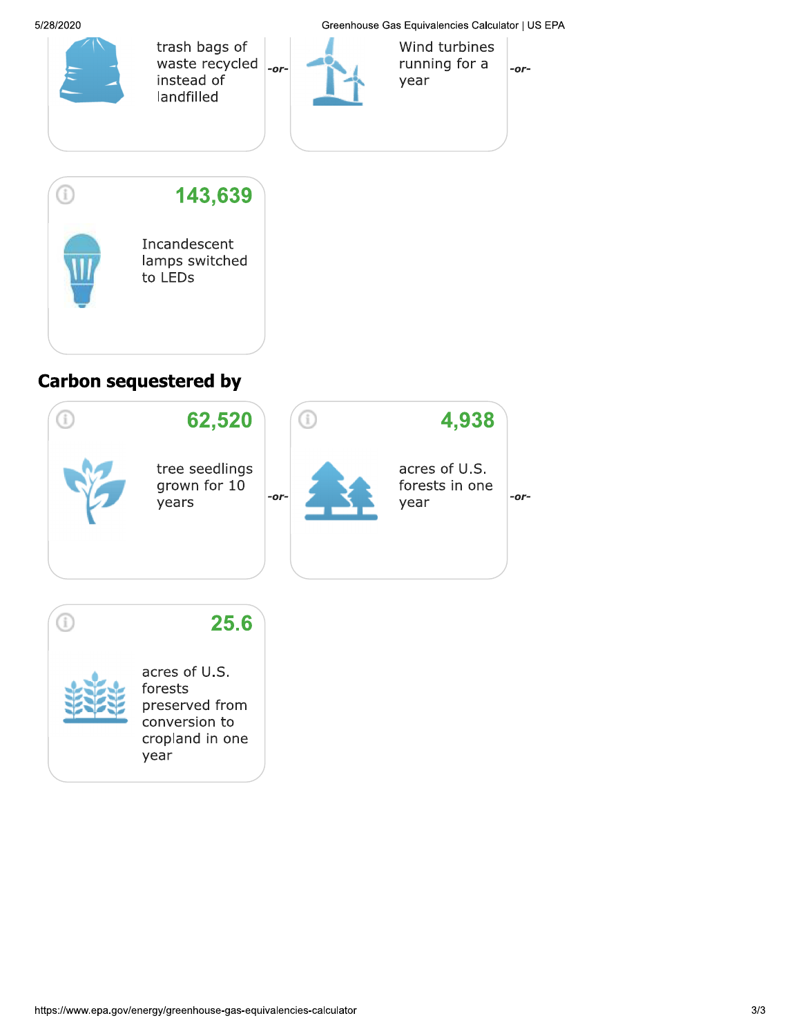trash bags of waste recycled instead of landfilled

-or-

Wind turbines running for a year

-or-

**143,639**

Incandescent lamps switched to LEDs

## Carbon sequestered by

**62,520**

tree seedlings grown for 10 years

-or-

**4,938**

acres of U.S. forests in one year

-or-

**25.6**

acres of U.S. forests preserved from conversion to cropland in one year